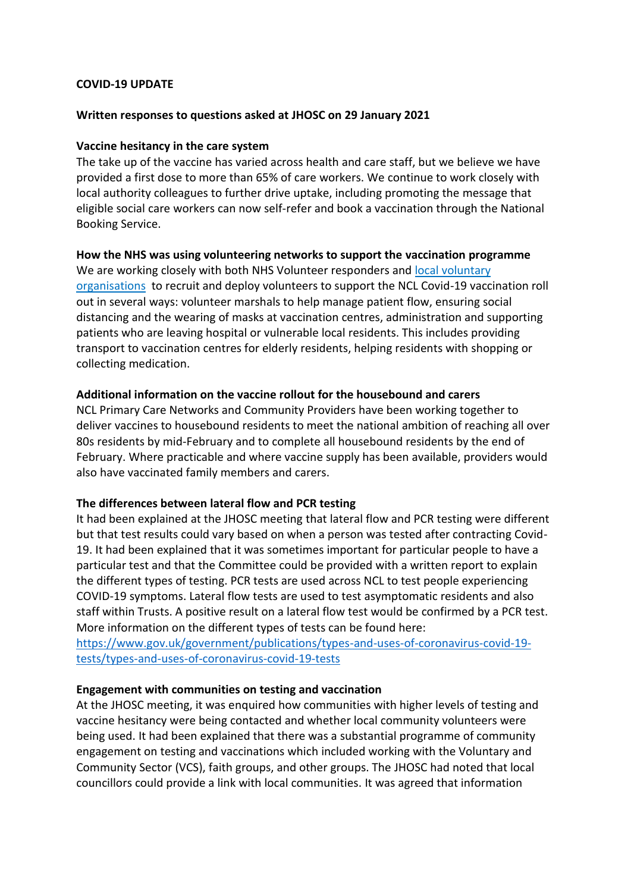**COVID-19 UPDATE**

**Written responses to questions asked at JHOSC on 29 January 2021**

**Vaccine hesitancy in the care system**

The take up of the vaccine has varied across health and care staff, but we believe we have provided a first dose to more than 65% of care workers. We continue to work closely with local authority colleagues to further drive uptake, including promoting the message that eligible social care workers can now self-refer and book a vaccination through the National Booking Service.

**How the NHS was using volunteering networks to support the vaccination programme**

We are working closely with both NHS Volunteer responders and local voluntary organisations to recruit and deploy volunteers to support the NCL Covid-19 vaccination roll out in several ways: volunteer marshals to help manage patient flow, ensuring social distancing and the wearing of masks at vaccination centres, administration and supporting patients who are leaving hospital or vulnerable local residents. This includes providing transport to vaccination centres for elderly residents, helping residents with shopping or collecting medication.

**Additional information on the vaccine rollout for the housebound and carers**

NCL Primary Care Networks and Community Providers have been working together to deliver vaccines to housebound residents to meet the national ambition of reaching all over 80s residents by mid-February and to complete all housebound residents by the end of February. Where practicable and where vaccine supply has been available, providers would also have vaccinated family members and carers.

**The differences between lateral flow and PCR testing**

It had been explained at the JHOSC meeting that lateral flow and PCR testing were different but that test results could vary based on when a person was tested after contracting Covid-19. It had been explained that it was sometimes important for particular people to have a particular test and that the Committee could be provided with a written report to explain the different types of testing. PCR tests are used across NCL to test people experiencing COVID-19 symptoms. Lateral flow tests are used to test asymptomatic residents and also staff within Trusts. A positive result on a lateral flow test would be confirmed by a PCR test. More information on the different types of tests can be found here: https://www.gov.uk/government/publications/types-and-uses-of-coronavirus-covid-19-tests/types-and-uses-of-coronavirus-covid-19-tests

**Engagement with communities on testing and vaccination**

At the JHOSC meeting, it was enquired how communities with higher levels of testing and vaccine hesitancy were being contacted and whether local community volunteers were being used. It had been explained that there was a substantial programme of community engagement on testing and vaccinations which included working with the Voluntary and Community Sector (VCS), faith groups, and other groups. The JHOSC had noted that local councillors could provide a link with local communities. It was agreed that information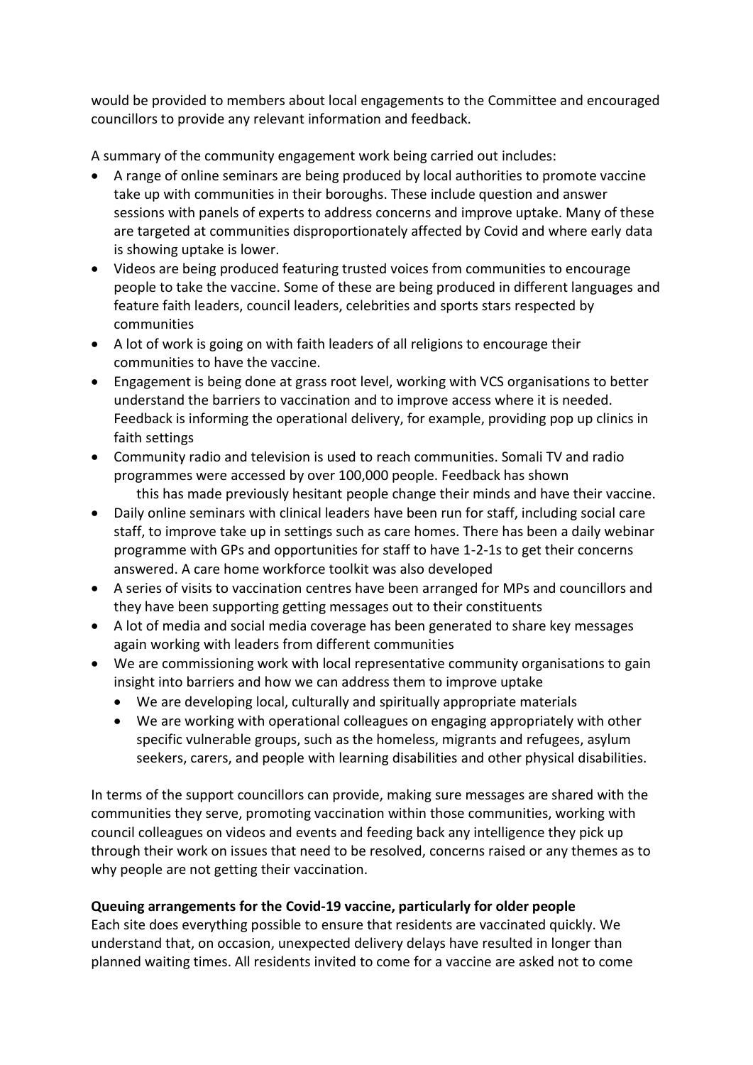would be provided to members about local engagements to the Committee and encouraged councillors to provide any relevant information and feedback.

A summary of the community engagement work being carried out includes:

- A range of online seminars are being produced by local authorities to promote vaccine take up with communities in their boroughs. These include question and answer sessions with panels of experts to address concerns and improve uptake. Many of these are targeted at communities disproportionately affected by Covid and where early data is showing uptake is lower.
- Videos are being produced featuring trusted voices from communities to encourage people to take the vaccine. Some of these are being produced in different languages and feature faith leaders, council leaders, celebrities and sports stars respected by communities
- A lot of work is going on with faith leaders of all religions to encourage their communities to have the vaccine.
- Engagement is being done at grass root level, working with VCS organisations to better understand the barriers to vaccination and to improve access where it is needed. Feedback is informing the operational delivery, for example, providing pop up clinics in faith settings
- Community radio and television is used to reach communities. Somali TV and radio programmes were accessed by over 100,000 people. Feedback has shown this has made previously hesitant people change their minds and have their vaccine.
- Daily online seminars with clinical leaders have been run for staff, including social care staff, to improve take up in settings such as care homes. There has been a daily webinar programme with GPs and opportunities for staff to have 1-2-1s to get their concerns answered. A care home workforce toolkit was also developed
- A series of visits to vaccination centres have been arranged for MPs and councillors and they have been supporting getting messages out to their constituents
- A lot of media and social media coverage has been generated to share key messages again working with leaders from different communities
- We are commissioning work with local representative community organisations to gain insight into barriers and how we can address them to improve uptake
  - We are developing local, culturally and spiritually appropriate materials
  - We are working with operational colleagues on engaging appropriately with other specific vulnerable groups, such as the homeless, migrants and refugees, asylum seekers, carers, and people with learning disabilities and other physical disabilities.

In terms of the support councillors can provide, making sure messages are shared with the communities they serve, promoting vaccination within those communities, working with council colleagues on videos and events and feeding back any intelligence they pick up through their work on issues that need to be resolved, concerns raised or any themes as to why people are not getting their vaccination.

**Queuing arrangements for the Covid-19 vaccine, particularly for older people**

Each site does everything possible to ensure that residents are vaccinated quickly. We understand that, on occasion, unexpected delivery delays have resulted in longer than planned waiting times. All residents invited to come for a vaccine are asked not to come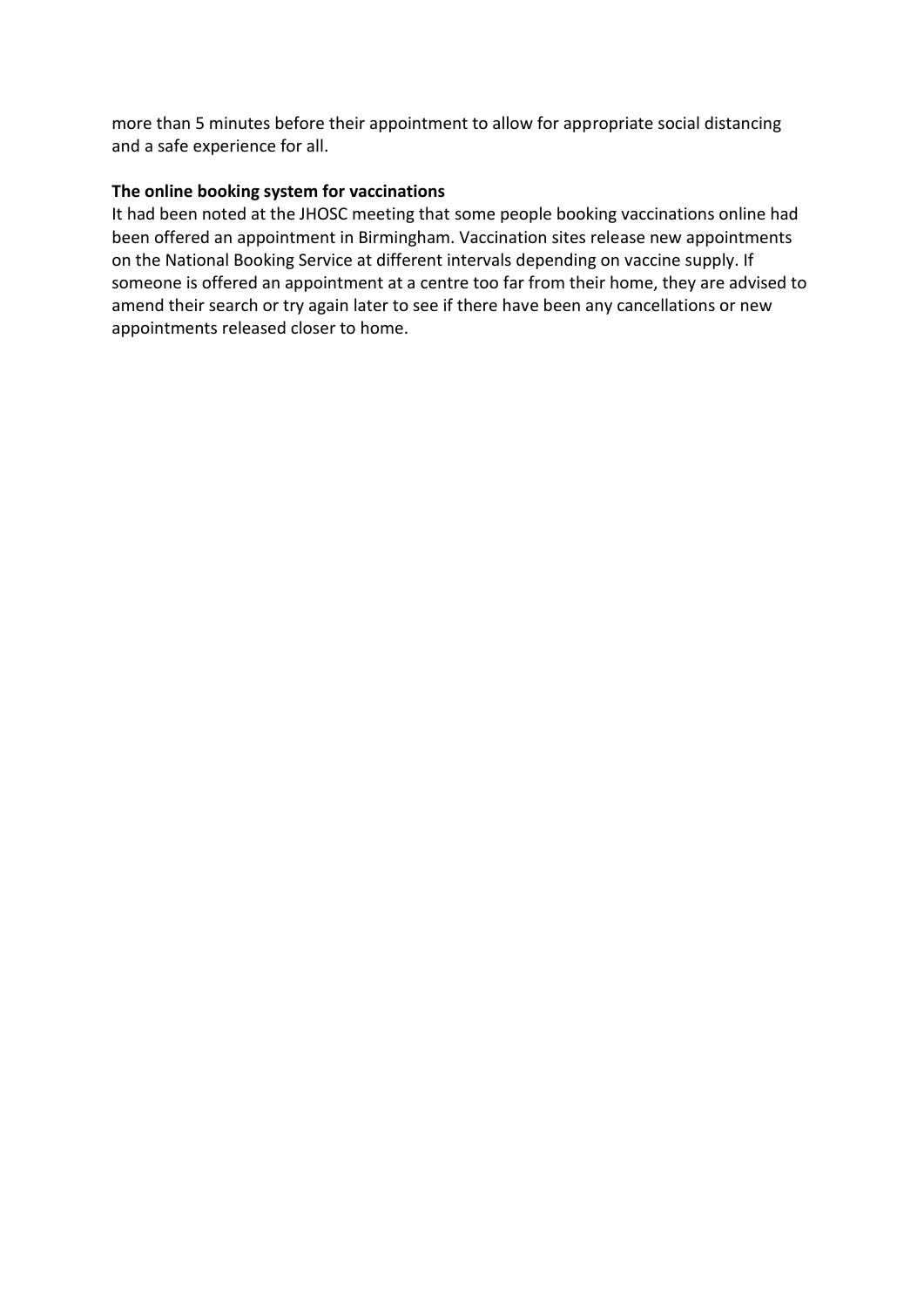more than 5 minutes before their appointment to allow for appropriate social distancing and a safe experience for all.

**The online booking system for vaccinations**

It had been noted at the JHOSC meeting that some people booking vaccinations online had been offered an appointment in Birmingham. Vaccination sites release new appointments on the National Booking Service at different intervals depending on vaccine supply. If someone is offered an appointment at a centre too far from their home, they are advised to amend their search or try again later to see if there have been any cancellations or new appointments released closer to home.